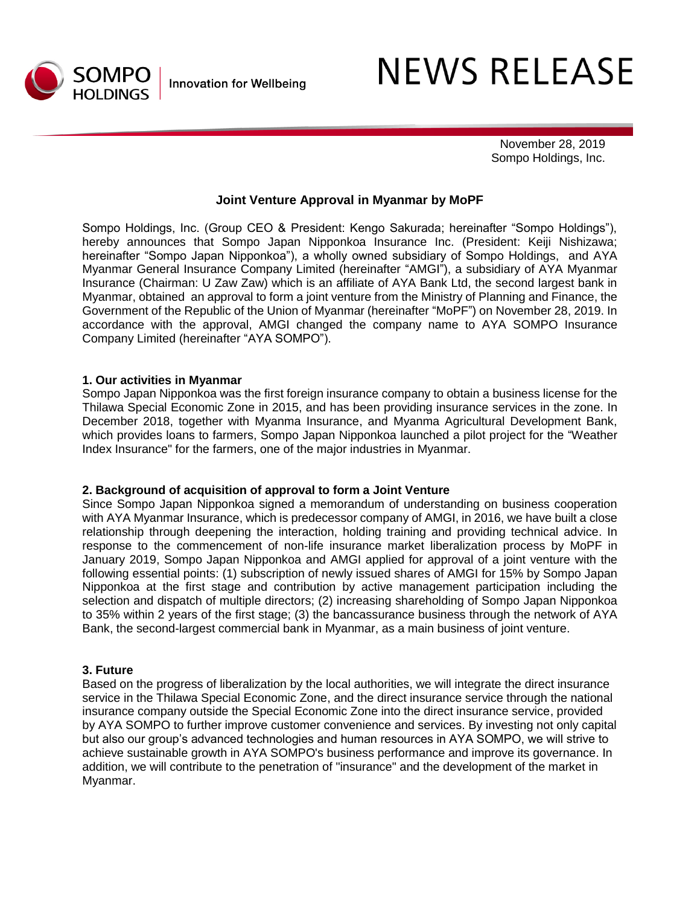SOMPO HOLDINGS | Innovation for Wellbeing

# NEWS RELEASE

November 28, 2019
Sompo Holdings, Inc.

## Joint Venture Approval in Myanmar by MoPF

Sompo Holdings, Inc. (Group CEO & President: Kengo Sakurada; hereinafter "Sompo Holdings"), hereby announces that Sompo Japan Nipponkoa Insurance Inc. (President: Keiji Nishizawa; hereinafter "Sompo Japan Nipponkoa"), a wholly owned subsidiary of Sompo Holdings, and AYA Myanmar General Insurance Company Limited (hereinafter "AMGI"), a subsidiary of AYA Myanmar Insurance (Chairman: U Zaw Zaw) which is an affiliate of AYA Bank Ltd, the second largest bank in Myanmar, obtained an approval to form a joint venture from the Ministry of Planning and Finance, the Government of the Republic of the Union of Myanmar (hereinafter "MoPF") on November 28, 2019. In accordance with the approval, AMGI changed the company name to AYA SOMPO Insurance Company Limited (hereinafter "AYA SOMPO").

### 1. Our activities in Myanmar

Sompo Japan Nipponkoa was the first foreign insurance company to obtain a business license for the Thilawa Special Economic Zone in 2015, and has been providing insurance services in the zone. In December 2018, together with Myanma Insurance, and Myanma Agricultural Development Bank, which provides loans to farmers, Sompo Japan Nipponkoa launched a pilot project for the "Weather Index Insurance" for the farmers, one of the major industries in Myanmar.

### 2. Background of acquisition of approval to form a Joint Venture

Since Sompo Japan Nipponkoa signed a memorandum of understanding on business cooperation with AYA Myanmar Insurance, which is predecessor company of AMGI, in 2016, we have built a close relationship through deepening the interaction, holding training and providing technical advice. In response to the commencement of non-life insurance market liberalization process by MoPF in January 2019, Sompo Japan Nipponkoa and AMGI applied for approval of a joint venture with the following essential points: (1) subscription of newly issued shares of AMGI for 15% by Sompo Japan Nipponkoa at the first stage and contribution by active management participation including the selection and dispatch of multiple directors; (2) increasing shareholding of Sompo Japan Nipponkoa to 35% within 2 years of the first stage; (3) the bancassurance business through the network of AYA Bank, the second-largest commercial bank in Myanmar, as a main business of joint venture.

### 3. Future

Based on the progress of liberalization by the local authorities, we will integrate the direct insurance service in the Thilawa Special Economic Zone, and the direct insurance service through the national insurance company outside the Special Economic Zone into the direct insurance service, provided by AYA SOMPO to further improve customer convenience and services. By investing not only capital but also our group's advanced technologies and human resources in AYA SOMPO, we will strive to achieve sustainable growth in AYA SOMPO's business performance and improve its governance. In addition, we will contribute to the penetration of "insurance" and the development of the market in Myanmar.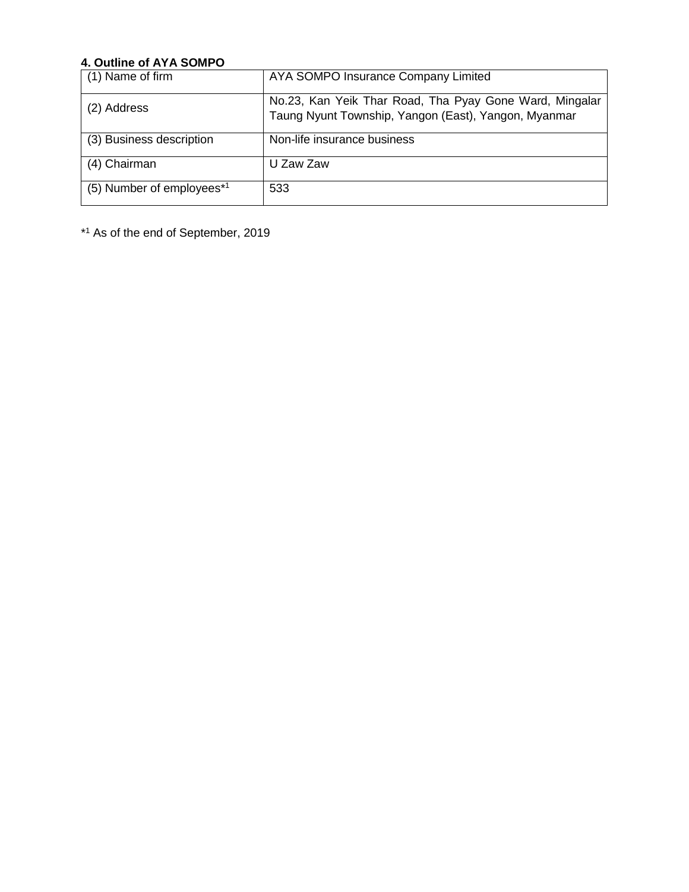**4. Outline of AYA SOMPO**

| | |
|---|---|
| (1) Name of firm | AYA SOMPO Insurance Company Limited |
| (2) Address | No.23, Kan Yeik Thar Road, Tha Pyay Gone Ward, Mingalar Taung Nyunt Township, Yangon (East), Yangon, Myanmar |
| (3) Business description | Non-life insurance business |
| (4) Chairman | U Zaw Zaw |
| (5) Number of employees*[1] | 533 |

*[1] As of the end of September, 2019